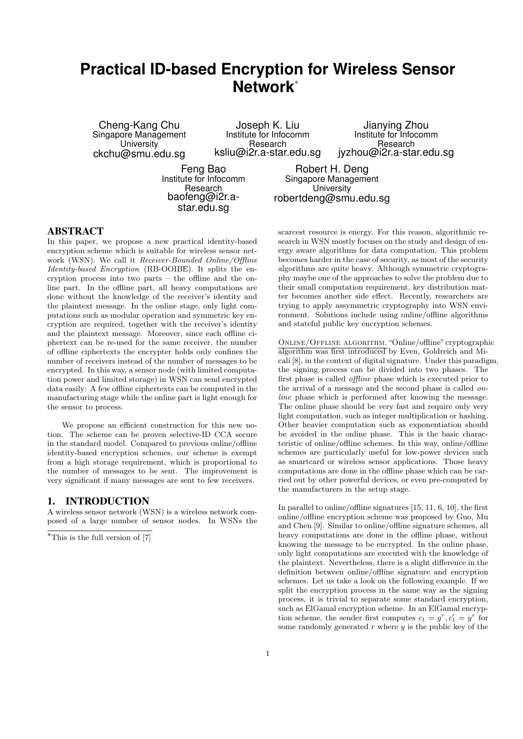# Practical ID-based Encryption for Wireless Sensor Network*

Cheng-Kang Chu
Singapore Management University
ckchu@smu.edu.sg

Joseph K. Liu
Institute for Infocomm Research
ksliu@i2r.a-star.edu.sg

Jianying Zhou
Institute for Infocomm Research
jyzhou@i2r.a-star.edu.sg

Feng Bao
Institute for Infocomm Research
baofeng@i2r.a-star.edu.sg

Robert H. Deng
Singapore Management University
robertdeng@smu.edu.sg

## ABSTRACT

In this paper, we propose a new practical identity-based encryption scheme which is suitable for wireless sensor network (WSN). We call it *Receiver-Bounded Online/Offline Identity-based Encryption* (RB-OOIBE). It splits the encryption process into two parts – the offline and the online part. In the offline part, all heavy computations are done without the knowledge of the receiver's identity and the plaintext message. In the online stage, only light computations such as modular operation and symmetric key encryption are required, together with the receiver's identity and the plaintext message. Moreover, since each offline ciphertext can be re-used for the same receiver, the number of offline ciphertexts the encrypter holds only confines the number of receivers instead of the number of messages to be encrypted. In this way, a sensor node (with limited computation power and limited storage) in WSN can send encrypted data easily: A few offline ciphertexts can be computed in the manufacturing stage while the online part is light enough for the sensor to process.

We propose an efficient construction for this new notion. The scheme can be proven selective-ID CCA secure in the standard model. Compared to previous online/offline identity-based encryption schemes, our scheme is exempt from a high storage requirement, which is proportional to the number of messages to be sent. The improvement is very significant if many messages are sent to few receivers.

## 1. INTRODUCTION

A wireless sensor network (WSN) is a wireless network composed of a large number of sensor nodes. In WSNs the scarcest resource is energy. For this reason, algorithmic research in WSN mostly focuses on the study and design of energy aware algorithms for data computation. This problem becomes harder in the case of security, as most of the security algorithms are quite heavy. Although symmetric cryptography maybe one of the approaches to solve the problem due to their small computation requirement, key distribution matter becomes another side effect. Recently, researchers are trying to apply assymmetric cryptography into WSN environment. Solutions include using online/offline algorithms and stateful public key encryption schemes.

<u>Online/Offline algorithm.</u> "Online/offline" cryptographic algorithm was first introduced by Even, Goldreich and Micali [8], in the context of digital signature. Under this paradigm, the signing process can be divided into two phases. The first phase is called *offline* phase which is executed prior to the arrival of a message and the second phase is called *online* phase which is performed after knowing the message. The online phase should be very fast and require only very light computation, such as integer multiplication or hashing. Other heavier computation such as exponentiation should be avoided in the online phase. This is the basic characteristic of online/offline schemes. In this way, online/offline schemes are particularly useful for low-power devices such as smartcard or wireless sensor applications. Those heavy computations are done in the offline phase which can be carried out by other powerful devices, or even pre-computed by the manufacturers in the setup stage.

In parallel to online/offline signatures [15, 11, 6, 10], the first online/offline encryption scheme was proposed by Guo, Mu and Chen [9]. Similar to online/offline signature schemes, all heavy computations are done in the offline phase, without knowing the message to be encrypted. In the online phase, only light computations are executed with the knowledge of the plaintext. Nevertheless, there is a slight difference in the definition between online/offline signature and encryption schemes. Let us take a look on the following example. If we split the encryption process in the same way as the signing process, it is trivial to separate some standard encryption, such as ElGamal encryption scheme. In an ElGamal encryption scheme, the sender first computes $c_1 = g^r, c_1' = y^r$ for some randomly generated $r$ where $y$ is the public key of the

*This is the full version of [7]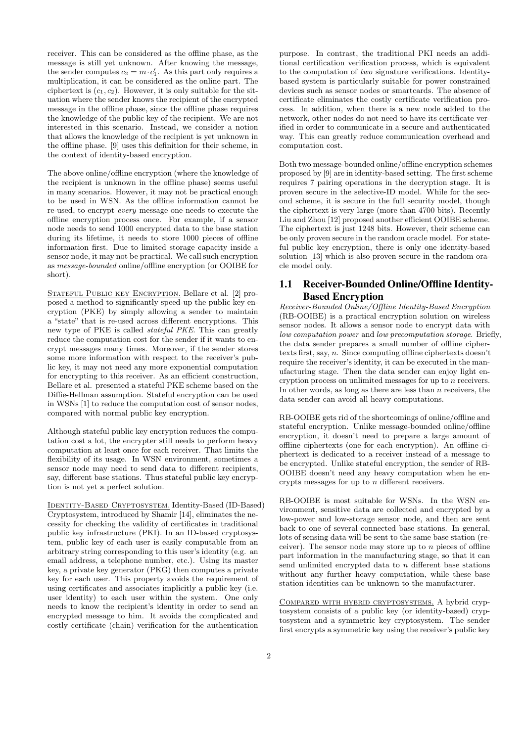receiver. This can be considered as the offline phase, as the message is still yet unknown. After knowing the message, the sender computes $c_2 = m \cdot c_1'$. As this part only requires a multiplication, it can be considered as the online part. The ciphertext is $(c_1, c_2)$. However, it is only suitable for the situation where the sender knows the recipient of the encrypted message in the offline phase, since the offline phase requires the knowledge of the public key of the recipient. We are not interested in this scenario. Instead, we consider a notion that allows the knowledge of the recipient is yet unknown in the offline phase. [9] uses this definition for their scheme, in the context of identity-based encryption.

The above online/offline encryption (where the knowledge of the recipient is unknown in the offline phase) seems useful in many scenarios. However, it may not be practical enough to be used in WSN. As the offline information cannot be re-used, to encrypt *every* message one needs to execute the offline encryption process once. For example, if a sensor node needs to send 1000 encrypted data to the base station during its lifetime, it needs to store 1000 pieces of offline information first. Due to limited storage capacity inside a sensor node, it may not be practical. We call such encryption as *message-bounded* online/offline encryption (or OOIBE for short).

Stateful Public key Encryption. Bellare et al. [2] proposed a method to significantly speed-up the public key encryption (PKE) by simply allowing a sender to maintain a "state" that is re-used across different encryptions. This new type of PKE is called *stateful PKE*. This can greatly reduce the computation cost for the sender if it wants to encrypt messages many times. Moreover, if the sender stores some more information with respect to the receiver's public key, it may not need any more exponential computation for encrypting to this receiver. As an efficient construction, Bellare et al. presented a stateful PKE scheme based on the Diffie-Hellman assumption. Stateful encryption can be used in WSNs [1] to reduce the computation cost of sensor nodes, compared with normal public key encryption.

Although stateful public key encryption reduces the computation cost a lot, the encrypter still needs to perform heavy computation at least once for each receiver. That limits the flexibility of its usage. In WSN environment, sometimes a sensor node may need to send data to different recipients, say, different base stations. Thus stateful public key encryption is not yet a perfect solution.

Identity-Based Cryptosystem. Identity-Based (ID-Based) Cryptosystem, introduced by Shamir [14], eliminates the necessity for checking the validity of certificates in traditional public key infrastructure (PKI). In an ID-based cryptosystem, public key of each user is easily computable from an arbitrary string corresponding to this user's identity (e.g. an email address, a telephone number, etc.). Using its master key, a private key generator (PKG) then computes a private key for each user. This property avoids the requirement of using certificates and associates implicitly a public key (i.e. user identity) to each user within the system. One only needs to know the recipient's identity in order to send an encrypted message to him. It avoids the complicated and costly certificate (chain) verification for the authentication purpose. In contrast, the traditional PKI needs an additional certification verification process, which is equivalent to the computation of *two* signature verifications. Identity-based system is particularly suitable for power constrained devices such as sensor nodes or smartcards. The absence of certificate eliminates the costly certificate verification process. In addition, when there is a new node added to the network, other nodes do not need to have its certificate verified in order to communicate in a secure and authenticated way. This can greatly reduce communication overhead and computation cost.

Both two message-bounded online/offline encryption schemes proposed by [9] are in identity-based setting. The first scheme requires 7 pairing operations in the decryption stage. It is proven secure in the selective-ID model. While for the second scheme, it is secure in the full security model, though the ciphertext is very large (more than 4700 bits). Recently Liu and Zhou [12] proposed another efficient OOIBE scheme. The ciphertext is just 1248 bits. However, their scheme can be only proven secure in the random oracle model. For stateful public key encryption, there is only one identity-based solution [13] which is also proven secure in the random oracle model only.

## 1.1 Receiver-Bounded Online/Offline Identity-Based Encryption

*Receiver-Bounded Online/Offline Identity-Based Encryption* (RB-OOIBE) is a practical encryption solution on wireless sensor nodes. It allows a sensor node to encrypt data with *low computation power* and *low precomputation storage*. Briefly, the data sender prepares a small number of offline ciphertexts first, say, $n$. Since computing offline ciphertexts doesn't require the receiver's identity, it can be executed in the manufacturing stage. Then the data sender can enjoy light encryption process on unlimited messages for up to $n$ receivers. In other words, as long as there are less than $n$ receivers, the data sender can avoid all heavy computations.

RB-OOIBE gets rid of the shortcomings of online/offline and stateful encryption. Unlike message-bounded online/offline encryption, it doesn't need to prepare a large amount of offline ciphertexts (one for each encryption). An offline ciphertext is dedicated to a receiver instead of a message to be encrypted. Unlike stateful encryption, the sender of RB-OOIBE doesn't need any heavy computation when he encrypts messages for up to $n$ different receivers.

RB-OOIBE is most suitable for WSNs. In the WSN environment, sensitive data are collected and encrypted by a low-power and low-storage sensor node, and then are sent back to one of several connected base stations. In general, lots of sensing data will be sent to the same base station (receiver). The sensor node may store up to $n$ pieces of offline part information in the manufacturing stage, so that it can send unlimited encrypted data to $n$ different base stations without any further heavy computation, while these base station identities can be unknown to the manufacturer.

Compared with hybrid cryptosystems. A hybrid cryptosystem consists of a public key (or identity-based) cryptosystem and a symmetric key cryptosystem. The sender first encrypts a symmetric key using the receiver's public key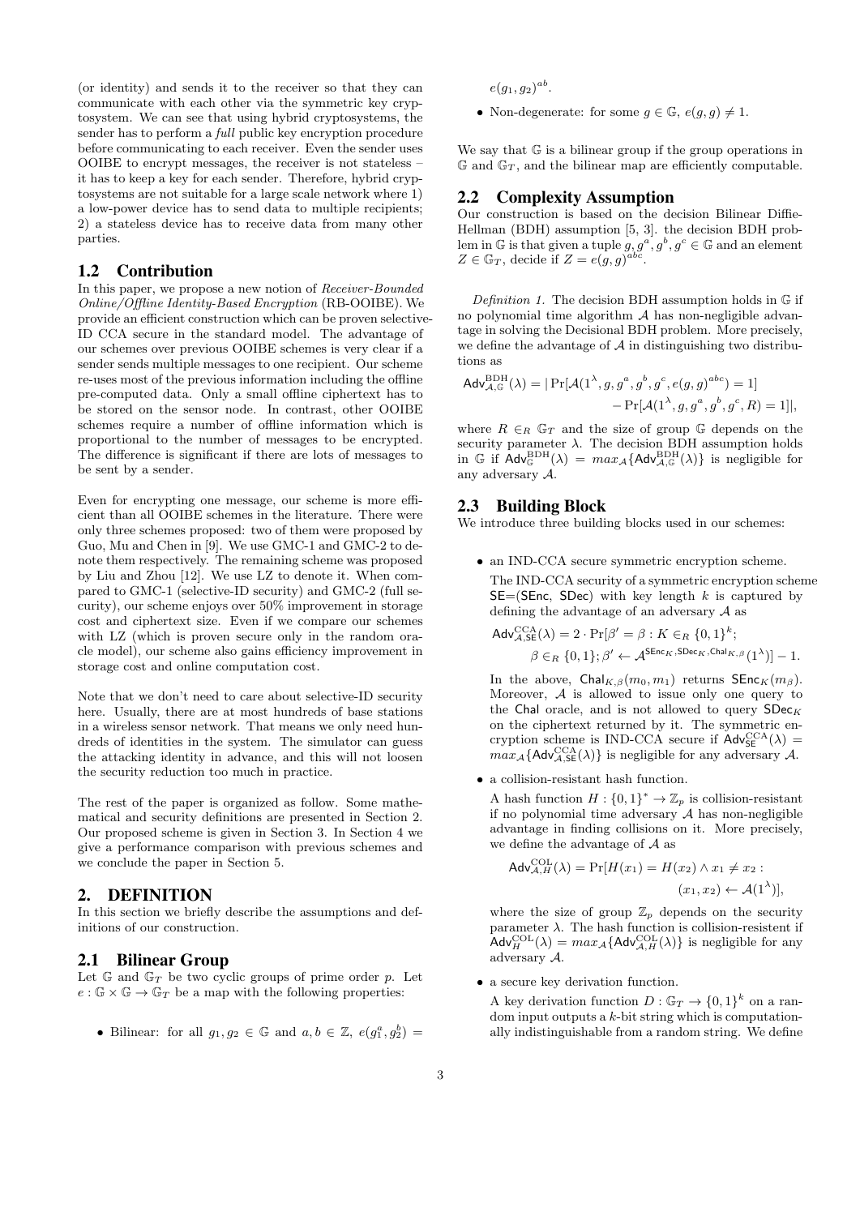(or identity) and sends it to the receiver so that they can communicate with each other via the symmetric key cryptosystem. We can see that using hybrid cryptosystems, the sender has to perform a *full* public key encryption procedure before communicating to each receiver. Even the sender uses OOIBE to encrypt messages, the receiver is not stateless – it has to keep a key for each sender. Therefore, hybrid cryptosystems are not suitable for a large scale network where 1) a low-power device has to send data to multiple recipients; 2) a stateless device has to receive data from many other parties.

## 1.2 Contribution

In this paper, we propose a new notion of *Receiver-Bounded Online/Offline Identity-Based Encryption* (RB-OOIBE). We provide an efficient construction which can be proven selective-ID CCA secure in the standard model. The advantage of our schemes over previous OOIBE schemes is very clear if a sender sends multiple messages to one recipient. Our scheme re-uses most of the previous information including the offline pre-computed data. Only a small offline ciphertext has to be stored on the sensor node. In contrast, other OOIBE schemes require a number of offline information which is proportional to the number of messages to be encrypted. The difference is significant if there are lots of messages to be sent by a sender.

Even for encrypting one message, our scheme is more efficient than all OOIBE schemes in the literature. There were only three schemes proposed: two of them were proposed by Guo, Mu and Chen in [9]. We use GMC-1 and GMC-2 to denote them respectively. The remaining scheme was proposed by Liu and Zhou [12]. We use LZ to denote it. When compared to GMC-1 (selective-ID security) and GMC-2 (full security), our scheme enjoys over 50% improvement in storage cost and ciphertext size. Even if we compare our schemes with LZ (which is proven secure only in the random oracle model), our scheme also gains efficiency improvement in storage cost and online computation cost.

Note that we don't need to care about selective-ID security here. Usually, there are at most hundreds of base stations in a wireless sensor network. That means we only need hundreds of identities in the system. The simulator can guess the attacking identity in advance, and this will not loosen the security reduction too much in practice.

The rest of the paper is organized as follow. Some mathematical and security definitions are presented in Section 2. Our proposed scheme is given in Section 3. In Section 4 we give a performance comparison with previous schemes and we conclude the paper in Section 5.

# 2. DEFINITION

In this section we briefly describe the assumptions and definitions of our construction.

## 2.1 Bilinear Group

Let $\mathbb{G}$ and $\mathbb{G}_T$ be two cyclic groups of prime order $p$. Let $e : \mathbb{G} \times \mathbb{G} \to \mathbb{G}_T$ be a map with the following properties:

- Bilinear: for all $g_1, g_2 \in \mathbb{G}$ and $a, b \in \mathbb{Z}$, $e(g_1^a, g_2^b) = e(g_1, g_2)^{ab}$.
- Non-degenerate: for some $g \in \mathbb{G}$, $e(g, g) \neq 1$.

We say that $\mathbb{G}$ is a bilinear group if the group operations in $\mathbb{G}$ and $\mathbb{G}_T$, and the bilinear map are efficiently computable.

## 2.2 Complexity Assumption

Our construction is based on the decision Bilinear Diffie-Hellman (BDH) assumption [5, 3]. the decision BDH problem in $\mathbb{G}$ is that given a tuple $g, g^a, g^b, g^c \in \mathbb{G}$ and an element $Z \in \mathbb{G}_T$, decide if $Z = e(g, g)^{abc}$.

*Definition 1.* The decision BDH assumption holds in $\mathbb{G}$ if no polynomial time algorithm $\mathcal{A}$ has non-negligible advantage in solving the Decisional BDH problem. More precisely, we define the advantage of $\mathcal{A}$ in distinguishing two distributions as

$$\mathsf{Adv}_{\mathcal{A},\mathbb{G}}^{\mathrm{BDH}}(\lambda) = |\Pr[\mathcal{A}(1^\lambda, g, g^a, g^b, g^c, e(g,g)^{abc}) = 1] - \Pr[\mathcal{A}(1^\lambda, g, g^a, g^b, g^c, R) = 1]|,$$

where $R \in_R \mathbb{G}_T$ and the size of group $\mathbb{G}$ depends on the security parameter $\lambda$. The decision BDH assumption holds in $\mathbb{G}$ if $\mathsf{Adv}_{\mathbb{G}}^{\mathrm{BDH}}(\lambda) = max_{\mathcal{A}}\{\mathsf{Adv}_{\mathcal{A},\mathbb{G}}^{\mathrm{BDH}}(\lambda)\}$ is negligible for any adversary $\mathcal{A}$.

## 2.3 Building Block

We introduce three building blocks used in our schemes:

- an IND-CCA secure symmetric encryption scheme.

  The IND-CCA security of a symmetric encryption scheme $\mathsf{SE}$=($\mathsf{SEnc}$, $\mathsf{SDec}$) with key length $k$ is captured by defining the advantage of an adversary $\mathcal{A}$ as

  $$\mathsf{Adv}_{\mathcal{A},\mathsf{SE}}^{\mathrm{CCA}}(\lambda) = 2 \cdot \Pr[\beta' = \beta : K \in_R \{0,1\}^k; \beta \in_R \{0,1\}; \beta' \leftarrow \mathcal{A}^{\mathsf{SEnc}_K, \mathsf{SDec}_K, \mathsf{Chal}_{K,\beta}}(1^\lambda)] - 1.$$

  In the above, $\mathsf{Chal}_{K,\beta}(m_0, m_1)$ returns $\mathsf{SEnc}_K(m_\beta)$. Moreover, $\mathcal{A}$ is allowed to issue only one query to the $\mathsf{Chal}$ oracle, and is not allowed to query $\mathsf{SDec}_K$ on the ciphertext returned by it. The symmetric encryption scheme is IND-CCA secure if $\mathsf{Adv}_{\mathsf{SE}}^{\mathrm{CCA}}(\lambda) = max_{\mathcal{A}}\{\mathsf{Adv}_{\mathcal{A},\mathsf{SE}}^{\mathrm{CCA}}(\lambda)\}$ is negligible for any adversary $\mathcal{A}$.

- a collision-resistant hash function.

  A hash function $H : \{0,1\}^* \to \mathbb{Z}_p$ is collision-resistant if no polynomial time adversary $\mathcal{A}$ has non-negligible advantage in finding collisions on it. More precisely, we define the advantage of $\mathcal{A}$ as

  $$\mathsf{Adv}_{\mathcal{A},H}^{\mathrm{COL}}(\lambda) = \Pr[H(x_1) = H(x_2) \wedge x_1 \neq x_2 : (x_1, x_2) \leftarrow \mathcal{A}(1^\lambda)],$$

  where the size of group $\mathbb{Z}_p$ depends on the security parameter $\lambda$. The hash function is collision-resistent if $\mathsf{Adv}_{H}^{\mathrm{COL}}(\lambda) = max_{\mathcal{A}}\{\mathsf{Adv}_{\mathcal{A},H}^{\mathrm{COL}}(\lambda)\}$ is negligible for any adversary $\mathcal{A}$.

- a secure key derivation function.

  A key derivation function $D : \mathbb{G}_T \to \{0,1\}^k$ on a random input outputs a $k$-bit string which is computationally indistinguishable from a random string. We define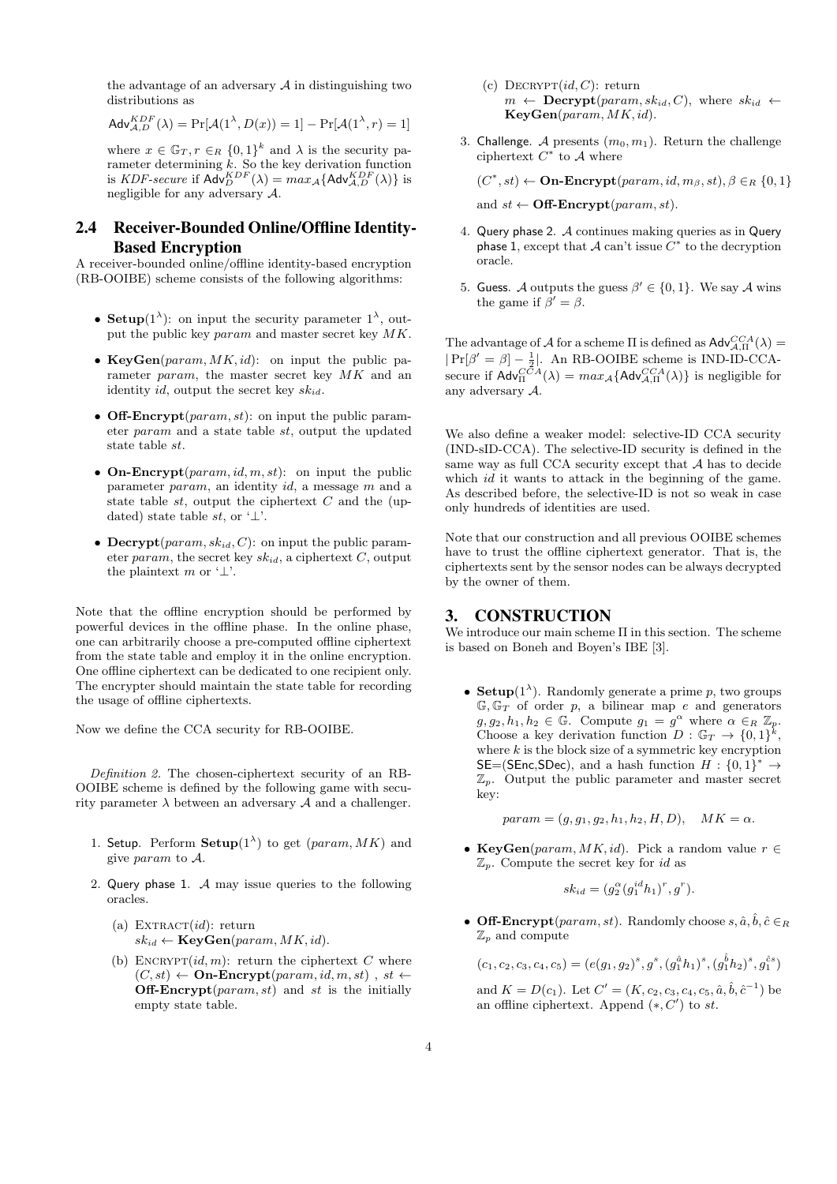the advantage of an adversary $\mathcal{A}$ in distinguishing two distributions as

$$\mathsf{Adv}_{\mathcal{A},D}^{KDF}(\lambda) = \Pr[\mathcal{A}(1^\lambda, D(x)) = 1] - \Pr[\mathcal{A}(1^\lambda, r) = 1]$$

where $x \in \mathbb{G}_T, r \in_R \{0,1\}^k$ and $\lambda$ is the security parameter determining $k$. So the key derivation function is *KDF-secure* if $\mathsf{Adv}_D^{KDF}(\lambda) = max_{\mathcal{A}}\{\mathsf{Adv}_{\mathcal{A},D}^{KDF}(\lambda)\}$ is negligible for any adversary $\mathcal{A}$.

## 2.4 Receiver-Bounded Online/Offline Identity-Based Encryption

A receiver-bounded online/offline identity-based encryption (RB-OOIBE) scheme consists of the following algorithms:

- **Setup**$(1^\lambda)$: on input the security parameter $1^\lambda$, output the public key $param$ and master secret key $MK$.
- **KeyGen**$(param, MK, id)$: on input the public parameter $param$, the master secret key $MK$ and an identity $id$, output the secret key $sk_{id}$.
- **Off-Encrypt**$(param, st)$: on input the public parameter $param$ and a state table $st$, output the updated state table $st$.
- **On-Encrypt**$(param, id, m, st)$: on input the public parameter $param$, an identity $id$, a message $m$ and a state table $st$, output the ciphertext $C$ and the (updated) state table $st$, or '$\perp$'.
- **Decrypt**$(param, sk_{id}, C)$: on input the public parameter $param$, the secret key $sk_{id}$, a ciphertext $C$, output the plaintext $m$ or '$\perp$'.

Note that the offline encryption should be performed by powerful devices in the offline phase. In the online phase, one can arbitrarily choose a pre-computed offline ciphertext from the state table and employ it in the online encryption. One offline ciphertext can be dedicated to one recipient only. The encrypter should maintain the state table for recording the usage of offline ciphertexts.

Now we define the CCA security for RB-OOIBE.

*Definition 2.* The chosen-ciphertext security of an RB-OOIBE scheme is defined by the following game with security parameter $\lambda$ between an adversary $\mathcal{A}$ and a challenger.

1. Setup. Perform **Setup**$(1^\lambda)$ to get $(param, MK)$ and give $param$ to $\mathcal{A}$.
2. Query phase 1. $\mathcal{A}$ may issue queries to the following oracles.
   (a) EXTRACT$(id)$: return $sk_{id} \leftarrow$ **KeyGen**$(param, MK, id)$.
   (b) ENCRYPT$(id, m)$: return the ciphertext $C$ where $(C, st) \leftarrow$ **On-Encrypt**$(param, id, m, st)$ , $st \leftarrow$ **Off-Encrypt**$(param, st)$ and $st$ is the initially empty state table.
   (c) DECRYPT$(id, C)$: return $m \leftarrow$ **Decrypt**$(param, sk_{id}, C)$, where $sk_{id} \leftarrow$ **KeyGen**$(param, MK, id)$.
3. Challenge. $\mathcal{A}$ presents $(m_0, m_1)$. Return the challenge ciphertext $C^*$ to $\mathcal{A}$ where

   $$(C^*, st) \leftarrow \textbf{On-Encrypt}(param, id, m_\beta, st), \beta \in_R \{0,1\}$$

   and $st \leftarrow$ **Off-Encrypt**$(param, st)$.
4. Query phase 2. $\mathcal{A}$ continues making queries as in Query phase 1, except that $\mathcal{A}$ can't issue $C^*$ to the decryption oracle.
5. Guess. $\mathcal{A}$ outputs the guess $\beta' \in \{0,1\}$. We say $\mathcal{A}$ wins the game if $\beta' = \beta$.

The advantage of $\mathcal{A}$ for a scheme $\Pi$ is defined as $\mathsf{Adv}_{\mathcal{A},\Pi}^{CCA}(\lambda) = |\Pr[\beta' = \beta] - \frac{1}{2}|$. An RB-OOIBE scheme is IND-ID-CCA-secure if $\mathsf{Adv}_{\Pi}^{CCA}(\lambda) = max_{\mathcal{A}}\{\mathsf{Adv}_{\mathcal{A},\Pi}^{CCA}(\lambda)\}$ is negligible for any adversary $\mathcal{A}$.

We also define a weaker model: selective-ID CCA security (IND-sID-CCA). The selective-ID security is defined in the same way as full CCA security except that $\mathcal{A}$ has to decide which $id$ it wants to attack in the beginning of the game. As described before, the selective-ID is not so weak in case only hundreds of identities are used.

Note that our construction and all previous OOIBE schemes have to trust the offline ciphertext generator. That is, the ciphertexts sent by the sensor nodes can be always decrypted by the owner of them.

# 3. CONSTRUCTION

We introduce our main scheme $\Pi$ in this section. The scheme is based on Boneh and Boyen's IBE [3].

- **Setup**$(1^\lambda)$. Randomly generate a prime $p$, two groups $\mathbb{G}, \mathbb{G}_T$ of order $p$, a bilinear map $e$ and generators $g, g_2, h_1, h_2 \in \mathbb{G}$. Compute $g_1 = g^\alpha$ where $\alpha \in_R \mathbb{Z}_p$. Choose a key derivation function $D : \mathbb{G}_T \to \{0,1\}^k$, where $k$ is the block size of a symmetric key encryption SE=(SEnc,SDec), and a hash function $H : \{0,1\}^* \to \mathbb{Z}_p$. Output the public parameter and master secret key:

  $$param = (g, g_1, g_2, h_1, h_2, H, D), \quad MK = \alpha.$$

- **KeyGen**$(param, MK, id)$. Pick a random value $r \in \mathbb{Z}_p$. Compute the secret key for $id$ as

  $$sk_{id} = (g_2^\alpha (g_1^{id} h_1)^r, g^r).$$

- **Off-Encrypt**$(param, st)$. Randomly choose $s, \hat{a}, \hat{b}, \hat{c} \in_R \mathbb{Z}_p$ and compute

  $$(c_1, c_2, c_3, c_4, c_5) = (e(g_1, g_2)^s, g^s, (g_1^{\hat{a}} h_1)^s, (g_1^{\hat{b}} h_2)^s, g_1^{\hat{c}s})$$

  and $K = D(c_1)$. Let $C' = (K, c_2, c_3, c_4, c_5, \hat{a}, \hat{b}, \hat{c}^{-1})$ be an offline ciphertext. Append $(*, C')$ to $st$.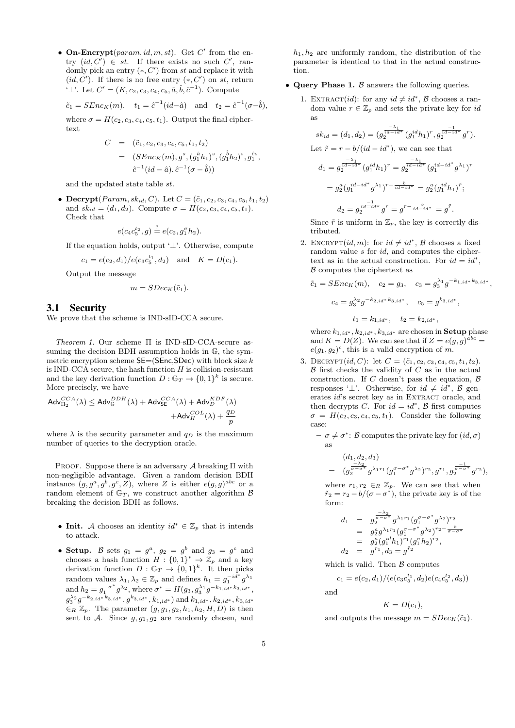- **On-Encrypt**$(param, id, m, st)$. Get $C'$ from the entry $(id, C') \in st$. If there exists no such $C'$, randomly pick an entry $(*, C')$ from $st$ and replace it with $(id, C')$. If there is no free entry $(*, C')$ on $st$, return '⊥'. Let $C' = (K, c_2, c_3, c_4, c_5, \hat{a}, \hat{b}, \hat{c}^{-1})$. Compute

  $$\tilde{c}_1 = SEnc_K(m), \quad t_1 = \hat{c}^{-1}(id - \hat{a}) \quad \text{and} \quad t_2 = \hat{c}^{-1}(\sigma - \hat{b}),$$

  where $\sigma = H(c_2, c_3, c_4, c_5, t_1)$. Output the final ciphertext

  $$\begin{aligned} C &= (\tilde{c}_1, c_2, c_3, c_4, c_5, t_1, t_2) \\ &= (SEnc_K(m), g^s, (g_1^{\hat{a}} h_1)^s, (g_1^{\hat{b}} h_2)^s, g_1^{\hat{c}s}, \\ &\quad \hat{c}^{-1}(id - \hat{a}), \hat{c}^{-1}(\sigma - \hat{b})) \end{aligned}$$

  and the updated state table $st$.

- **Decrypt**$(Param, sk_{id}, C)$. Let $C = (\tilde{c}_1, c_2, c_3, c_4, c_5, t_1, t_2)$ and $sk_{id} = (d_1, d_2)$. Compute $\sigma = H(c_2, c_3, c_4, c_5, t_1)$. Check that

  $$e(c_4 c_5^{t_2}, g) \stackrel{?}{=} e(c_2, g_1^{\sigma} h_2).$$

  If the equation holds, output '⊥'. Otherwise, compute

  $$c_1 = e(c_2, d_1)/e(c_3 c_5^{t_1}, d_2) \quad \text{and} \quad K = D(c_1).$$

  Output the message

  $$m = SDec_K(\tilde{c}_1).$$

## 3.1 Security

We prove that the scheme is IND-sID-CCA secure.

*Theorem 1.* Our scheme Π is IND-sID-CCA-secure assuming the decision BDH assumption holds in $\mathbb{G}$, the symmetric encryption scheme SE=(SEnc,SDec) with block size $k$ is IND-CCA secure, the hash function $H$ is collision-resistant and the key derivation function $D : \mathbb{G}_T \to \{0,1\}^k$ is secure. More precisely, we have

$$\mathsf{Adv}_{\Pi_2}^{CCA}(\lambda) \le \mathsf{Adv}_{\mathbb{G}}^{DDH}(\lambda) + \mathsf{Adv}_{\mathsf{SE}}^{CCA}(\lambda) + \mathsf{Adv}_{D}^{KDF}(\lambda) + \mathsf{Adv}_{H}^{COL}(\lambda) + \frac{q_D}{p}$$

where $\lambda$ is the security parameter and $q_D$ is the maximum number of queries to the decryption oracle.

Proof. Suppose there is an adversary $\mathcal{A}$ breaking Π with non-negligible advantage. Given a random decision BDH instance $(g, g^a, g^b, g^c, Z)$, where $Z$ is either $e(g,g)^{abc}$ or a random element of $\mathbb{G}_T$, we construct another algorithm $\mathcal{B}$ breaking the decision BDH as follows.

- **Init.** $\mathcal{A}$ chooses an identity $id^* \in \mathbb{Z}_p$ that it intends to attack.

- **Setup.** $\mathcal{B}$ sets $g_1 = g^a$, $g_2 = g^b$ and $g_3 = g^c$ and chooses a hash function $H : \{0,1\}^* \to \mathbb{Z}_p$ and a key derivation function $D : \mathbb{G}_T \to \{0,1\}^k$. It then picks random values $\lambda_1, \lambda_2 \in \mathbb{Z}_p$ and defines $h_1 = g_1^{-id^*} g^{\lambda_1}$ and $h_2 = g_1^{-\sigma^*} g^{\lambda_2}$, where $\sigma^* = H(g_3, g_3^{\lambda_1} g^{-k_{1,id^*} k_{3,id^*}}, g_3^{\lambda_2} g^{-k_{2,id^*} k_{3,id^*}}, g^{k_{3,id^*}}, k_{1,id^*})$ and $k_{1,id^*}, k_{2,id^*}, k_{3,id^*} \in_R \mathbb{Z}_p$. The parameter $(g, g_1, g_2, h_1, h_2, H, D)$ is then sent to $\mathcal{A}$. Since $g, g_1, g_2$ are randomly chosen, and $h_1, h_2$ are uniformly random, the distribution of the parameter is identical to that in the actual construction.

- **Query Phase 1.** $\mathcal{B}$ answers the following queries.

  1. Extract$(id)$: for any $id \neq id^*$, $\mathcal{B}$ chooses a random value $r \in \mathbb{Z}_p$ and sets the private key for $id$ as

     $$sk_{id} = (d_1, d_2) = (g_2^{\frac{-\lambda_1}{id - id^*}} (g_1^{id} h_1)^r, g_2^{\frac{-1}{id - id^*}} g^r).$$

     Let $\tilde{r} = r - b/(id - id^*)$, we can see that

     $$\begin{aligned} d_1 &= g_2^{\frac{-\lambda_1}{id - id^*}} (g_1^{id} h_1)^r = g_2^{\frac{-\lambda_1}{id - id^*}} (g_1^{id - id^*} g^{\lambda_1})^r \\ &= g_2^a (g_1^{id - id^*} g^{\lambda_1})^{r - \frac{b}{id - id^*}} = g_2^a (g_1^{id} h_1)^{\tilde{r}}; \\ d_2 &= g_2^{\frac{-1}{id - id^*}} g^r = g^{r - \frac{b}{id - id^*}} = g^{\tilde{r}}. \end{aligned}$$

     Since $\tilde{r}$ is uniform in $\mathbb{Z}_p$, the key is correctly distributed.

  2. Encrypt$(id, m)$: for $id \neq id^*$, $\mathcal{B}$ chooses a fixed random value $s$ for $id$, and computes the ciphertext as in the actual construction. For $id = id^*$, $\mathcal{B}$ computes the ciphertext as

     $$\tilde{c}_1 = SEnc_K(m), \quad c_2 = g_3, \quad c_3 = g_3^{\lambda_1} g^{-k_{1,id^*} k_{3,id^*}},$$

     $$c_4 = g_3^{\lambda_2} g^{-k_{2,id^*} k_{3,id^*}}, \quad c_5 = g^{k_{3,id^*}},$$

     $$t_1 = k_{1,id^*}, \quad t_2 = k_{2,id^*},$$

     where $k_{1,id^*}, k_{2,id^*}, k_{3,id^*}$ are chosen in **Setup** phase and $K = D(Z)$. We can see that if $Z = e(g,g)^{abc} = e(g_1, g_2)^c$, this is a valid encryption of $m$.

  3. Decrypt$(id, C)$: let $C = (\tilde{c}_1, c_2, c_3, c_4, c_5, t_1, t_2)$. $\mathcal{B}$ first checks the validity of $C$ as in the actual construction. If $C$ doesn't pass the equation, $\mathcal{B}$ responses '⊥'. Otherwise, for $id \neq id^*$, $\mathcal{B}$ generates $id$'s secret key as in Extract oracle, and then decrypts $C$. For $id = id^*$, $\mathcal{B}$ first computes $\sigma = H(c_2, c_3, c_4, c_5, t_1)$. Consider the following case:

     - $\sigma \neq \sigma^*$: $\mathcal{B}$ computes the private key for $(id, \sigma)$ as

       $$\begin{aligned} &(d_1, d_2, d_3) \\ &= (g_2^{\frac{-\lambda_2}{\sigma - \sigma^*}} g^{\lambda_1 r_1} (g_1^{\sigma - \sigma^*} g^{\lambda_2})^{r_2}, g^{r_1}, g_2^{\frac{-1}{\sigma - \sigma^*}} g^{r_2}), \end{aligned}$$

       where $r_1, r_2 \in_R \mathbb{Z}_p$. We can see that when $\tilde{r}_2 = r_2 - b/(\sigma - \sigma^*)$, the private key is of the form:

       $$\begin{aligned} d_1 &= g_2^{\frac{-\lambda_2}{\sigma - \sigma^*}} g^{\lambda_1 r_1} (g_1^{\sigma - \sigma^*} g^{\lambda_2})^{r_2} \\ &= g_2^a g^{\lambda_1 r_1} (g_1^{\sigma - \sigma^*} g^{\lambda_2})^{r_2 - \frac{b}{\sigma - \sigma^*}} \\ &= g_2^a (g_1^{id} h_1)^{r_1} (g_1^{\sigma} h_2)^{\tilde{r}_2}, \\ d_2 &= g^{r_1}, d_3 = g^{\tilde{r}_2} \end{aligned}$$

       which is valid. Then $\mathcal{B}$ computes

       $$c_1 = e(c_2, d_1)/(e(c_3 c_5^{t_1}, d_2) e(c_4 c_5^{t_2}, d_3))$$

       and

       $$K = D(c_1),$$

       and outputs the message $m = SDec_K(\tilde{c}_1)$.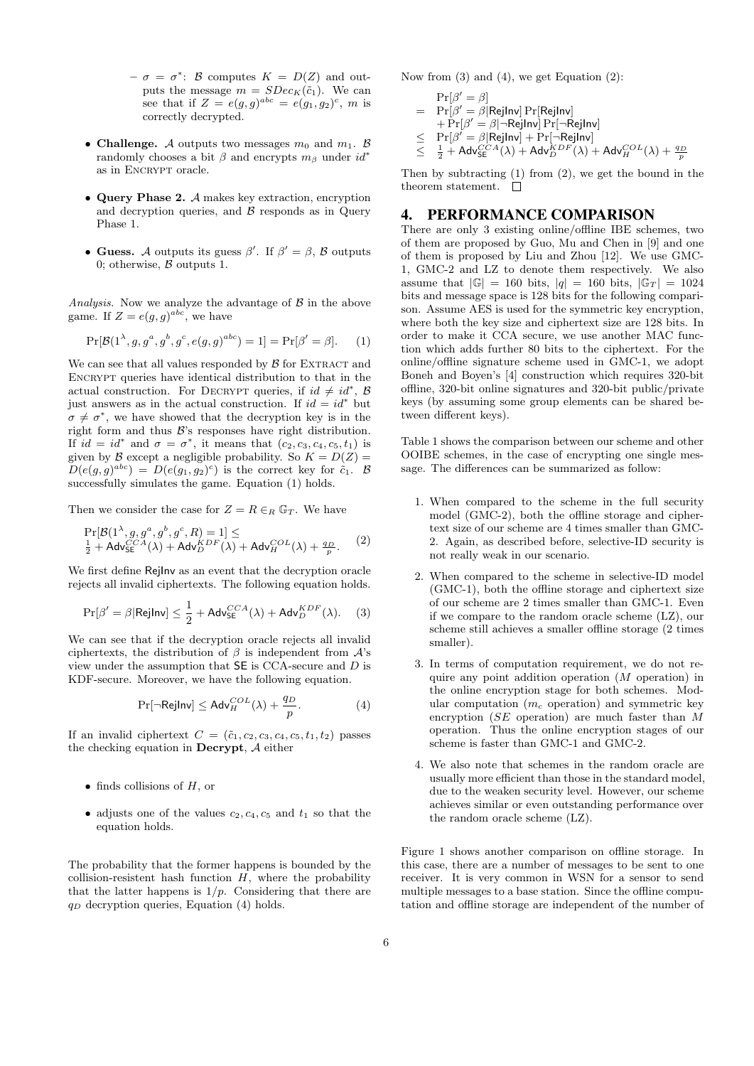- $\sigma = \sigma^*$: $\mathcal{B}$ computes $K = D(Z)$ and outputs the message $m = SDec_K(\tilde{c}_1)$. We can see that if $Z = e(g,g)^{abc} = e(g_1, g_2)^c$, $m$ is correctly decrypted.

- **Challenge.** $\mathcal{A}$ outputs two messages $m_0$ and $m_1$. $\mathcal{B}$ randomly chooses a bit $\beta$ and encrypts $m_\beta$ under $id^*$ as in Encrypt oracle.

- **Query Phase 2.** $\mathcal{A}$ makes key extraction, encryption and decryption queries, and $\mathcal{B}$ responds as in Query Phase 1.

- **Guess.** $\mathcal{A}$ outputs its guess $\beta'$. If $\beta' = \beta$, $\mathcal{B}$ outputs 0; otherwise, $\mathcal{B}$ outputs 1.

*Analysis.* Now we analyze the advantage of $\mathcal{B}$ in the above game. If $Z = e(g,g)^{abc}$, we have

$$\Pr[\mathcal{B}(1^\lambda, g, g^a, g^b, g^c, e(g,g)^{abc}) = 1] = \Pr[\beta' = \beta]. \quad (1)$$

We can see that all values responded by $\mathcal{B}$ for Extract and Encrypt queries have identical distribution to that in the actual construction. For Decrypt queries, if $id \neq id^*$, $\mathcal{B}$ just answers as in the actual construction. If $id = id^*$ but $\sigma \neq \sigma^*$, we have showed that the decryption key is in the right form and thus $\mathcal{B}$'s responses have right distribution. If $id = id^*$ and $\sigma = \sigma^*$, it means that $(c_2, c_3, c_4, c_5, t_1)$ is given by $\mathcal{B}$ except a negligible probability. So $K = D(Z) = D(e(g,g)^{abc}) = D(e(g_1, g_2)^c)$ is the correct key for $\tilde{c}_1$. $\mathcal{B}$ successfully simulates the game. Equation (1) holds.

Then we consider the case for $Z = R \in_R \mathbb{G}_T$. We have

$$\begin{aligned}&\Pr[\mathcal{B}(1^\lambda, g, g^a, g^b, g^c, R) = 1] \leq \\ &\tfrac{1}{2} + \mathsf{Adv}_{\mathsf{SE}}^{CCA}(\lambda) + \mathsf{Adv}_D^{KDF}(\lambda) + \mathsf{Adv}_H^{COL}(\lambda) + \tfrac{q_D}{p}.\end{aligned} \quad (2)$$

We first define $\mathsf{RejInv}$ as an event that the decryption oracle rejects all invalid ciphertexts. The following equation holds.

$$\Pr[\beta' = \beta | \mathsf{RejInv}] \leq \frac{1}{2} + \mathsf{Adv}_{\mathsf{SE}}^{CCA}(\lambda) + \mathsf{Adv}_D^{KDF}(\lambda). \quad (3)$$

We can see that if the decryption oracle rejects all invalid ciphertexts, the distribution of $\beta$ is independent from $\mathcal{A}$'s view under the assumption that $\mathsf{SE}$ is CCA-secure and $D$ is KDF-secure. Moreover, we have the following equation.

$$\Pr[\neg\mathsf{RejInv}] \leq \mathsf{Adv}_H^{COL}(\lambda) + \frac{q_D}{p}. \quad (4)$$

If an invalid ciphertext $C = (\tilde{c}_1, c_2, c_3, c_4, c_5, t_1, t_2)$ passes the checking equation in **Decrypt**, $\mathcal{A}$ either

- finds collisions of $H$, or
- adjusts one of the values $c_2, c_4, c_5$ and $t_1$ so that the equation holds.

The probability that the former happens is bounded by the collision-resistent hash function $H$, where the probability that the latter happens is $1/p$. Considering that there are $q_D$ decryption queries, Equation (4) holds.

Now from (3) and (4), we get Equation (2):

$$\begin{aligned}&\Pr[\beta' = \beta] \\ =\ &\Pr[\beta' = \beta | \mathsf{RejInv}] \Pr[\mathsf{RejInv}] \\ &+ \Pr[\beta' = \beta | \neg\mathsf{RejInv}] \Pr[\neg\mathsf{RejInv}] \\ \leq\ &\Pr[\beta' = \beta | \mathsf{RejInv}] + \Pr[\neg\mathsf{RejInv}] \\ \leq\ &\tfrac{1}{2} + \mathsf{Adv}_{\mathsf{SE}}^{CCA}(\lambda) + \mathsf{Adv}_D^{KDF}(\lambda) + \mathsf{Adv}_H^{COL}(\lambda) + \tfrac{q_D}{p}\end{aligned}$$

Then by subtracting (1) from (2), we get the bound in the theorem statement. □

# 4. PERFORMANCE COMPARISON

There are only 3 existing online/offline IBE schemes, two of them are proposed by Guo, Mu and Chen in [9] and one of them is proposed by Liu and Zhou [12]. We use GMC-1, GMC-2 and LZ to denote them respectively. We also assume that $|\mathbb{G}| = 160$ bits, $|q| = 160$ bits, $|\mathbb{G}_T| = 1024$ bits and message space is 128 bits for the following comparison. Assume AES is used for the symmetric key encryption, where both the key size and ciphertext size are 128 bits. In order to make it CCA secure, we use another MAC function which adds further 80 bits to the ciphertext. For the online/offline signature scheme used in GMC-1, we adopt Boneh and Boyen's [4] construction which requires 320-bit offline, 320-bit online signatures and 320-bit public/private keys (by assuming some group elements can be shared between different keys).

Table 1 shows the comparison between our scheme and other OOIBE schemes, in the case of encrypting one single message. The differences can be summarized as follow:

1. When compared to the scheme in the full security model (GMC-2), both the offline storage and ciphertext size of our scheme are 4 times smaller than GMC-2. Again, as described before, selective-ID security is not really weak in our scenario.

2. When compared to the scheme in selective-ID model (GMC-1), both the offline storage and ciphertext size of our scheme are 2 times smaller than GMC-1. Even if we compare to the random oracle scheme (LZ), our scheme still achieves a smaller offline storage (2 times smaller).

3. In terms of computation requirement, we do not require any point addition operation ($M$ operation) in the online encryption stage for both schemes. Modular computation ($m_c$ operation) and symmetric key encryption ($SE$ operation) are much faster than $M$ operation. Thus the online encryption stages of our scheme is faster than GMC-1 and GMC-2.

4. We also note that schemes in the random oracle are usually more efficient than those in the standard model, due to the weaken security level. However, our scheme achieves similar or even outstanding performance over the random oracle scheme (LZ).

Figure 1 shows another comparison on offline storage. In this case, there are a number of messages to be sent to one receiver. It is very common in WSN for a sensor to send multiple messages to a base station. Since the offline computation and offline storage are independent of the number of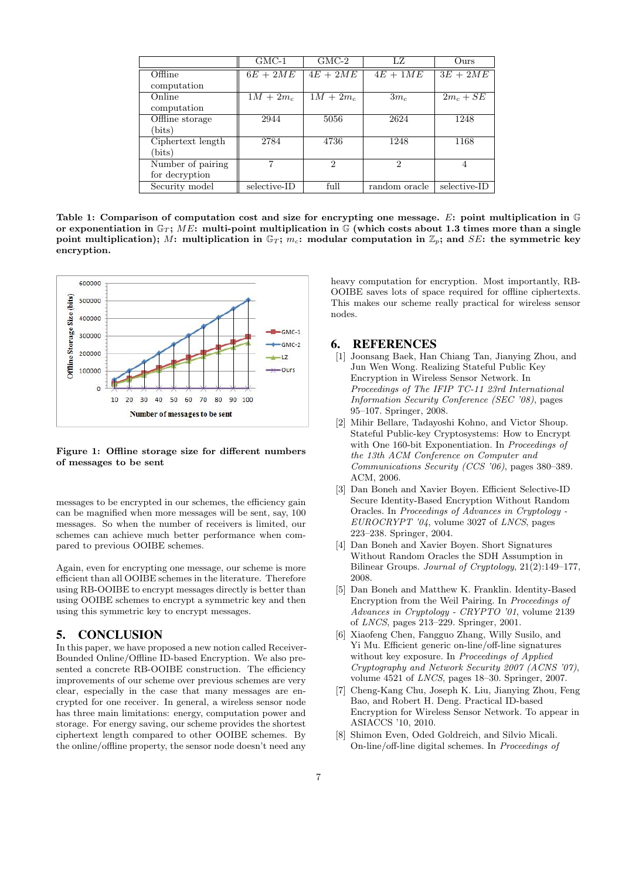|  | GMC-1 | GMC-2 | LZ | Ours |
|---|---|---|---|---|
| Offline computation | $6E + 2ME$ | $4E + 2ME$ | $4E + 1ME$ | $3E + 2ME$ |
| Online computation | $1M + 2m_c$ | $1M + 2m_c$ | $3m_c$ | $2m_c + SE$ |
| Offline storage (bits) | 2944 | 5056 | 2624 | 1248 |
| Ciphertext length (bits) | 2784 | 4736 | 1248 | 1168 |
| Number of pairing for decryption | 7 | 2 | 2 | 4 |
| Security model | selective-ID | full | random oracle | selective-ID |

**Table 1: Comparison of computation cost and size for encrypting one message. $E$: point multiplication in $\mathbb{G}$ or exponentiation in $\mathbb{G}_T$; $ME$: multi-point multiplication in $\mathbb{G}$ (which costs about 1.3 times more than a single point multiplication); $M$: multiplication in $\mathbb{G}_T$; $m_c$: modular computation in $\mathbb{Z}_p$; and $SE$: the symmetric key encryption.**

**Figure 1: Offline storage size for different numbers of messages to be sent**

messages to be encrypted in our schemes, the efficiency gain can be magnified when more messages will be sent, say, 100 messages. So when the number of receivers is limited, our schemes can achieve much better performance when compared to previous OOIBE schemes.

Again, even for encrypting one message, our scheme is more efficient than all OOIBE schemes in the literature. Therefore using RB-OOIBE to encrypt messages directly is better than using OOIBE schemes to encrypt a symmetric key and then using this symmetric key to encrypt messages.

## 5. CONCLUSION

In this paper, we have proposed a new notion called Receiver-Bounded Online/Offline ID-based Encryption. We also presented a concrete RB-OOIBE construction. The efficiency improvements of our scheme over previous schemes are very clear, especially in the case that many messages are encrypted for one receiver. In general, a wireless sensor node has three main limitations: energy, computation power and storage. For energy saving, our scheme provides the shortest ciphertext length compared to other OOIBE schemes. By the online/offline property, the sensor node doesn't need any heavy computation for encryption. Most importantly, RB-OOIBE saves lots of space required for offline ciphertexts. This makes our scheme really practical for wireless sensor nodes.

## 6. REFERENCES

[1] Joonsang Baek, Han Chiang Tan, Jianying Zhou, and Jun Wen Wong. Realizing Stateful Public Key Encryption in Wireless Sensor Network. In *Proceedings of The IFIP TC-11 23rd International Information Security Conference (SEC '08)*, pages 95–107. Springer, 2008.

[2] Mihir Bellare, Tadayoshi Kohno, and Victor Shoup. Stateful Public-key Cryptosystems: How to Encrypt with One 160-bit Exponentiation. In *Proceedings of the 13th ACM Conference on Computer and Communications Security (CCS '06)*, pages 380–389. ACM, 2006.

[3] Dan Boneh and Xavier Boyen. Efficient Selective-ID Secure Identity-Based Encryption Without Random Oracles. In *Proceedings of Advances in Cryptology - EUROCRYPT '04*, volume 3027 of *LNCS*, pages 223–238. Springer, 2004.

[4] Dan Boneh and Xavier Boyen. Short Signatures Without Random Oracles the SDH Assumption in Bilinear Groups. *Journal of Cryptology*, 21(2):149–177, 2008.

[5] Dan Boneh and Matthew K. Franklin. Identity-Based Encryption from the Weil Pairing. In *Proceedings of Advances in Cryptology - CRYPTO '01*, volume 2139 of *LNCS*, pages 213–229. Springer, 2001.

[6] Xiaofeng Chen, Fangguo Zhang, Willy Susilo, and Yi Mu. Efficient generic on-line/off-line signatures without key exposure. In *Proceedings of Applied Cryptography and Network Security 2007 (ACNS '07)*, volume 4521 of *LNCS*, pages 18–30. Springer, 2007.

[7] Cheng-Kang Chu, Joseph K. Liu, Jianying Zhou, Feng Bao, and Robert H. Deng. Practical ID-based Encryption for Wireless Sensor Network. To appear in ASIACCS '10, 2010.

[8] Shimon Even, Oded Goldreich, and Silvio Micali. On-line/off-line digital schemes. In *Proceedings of*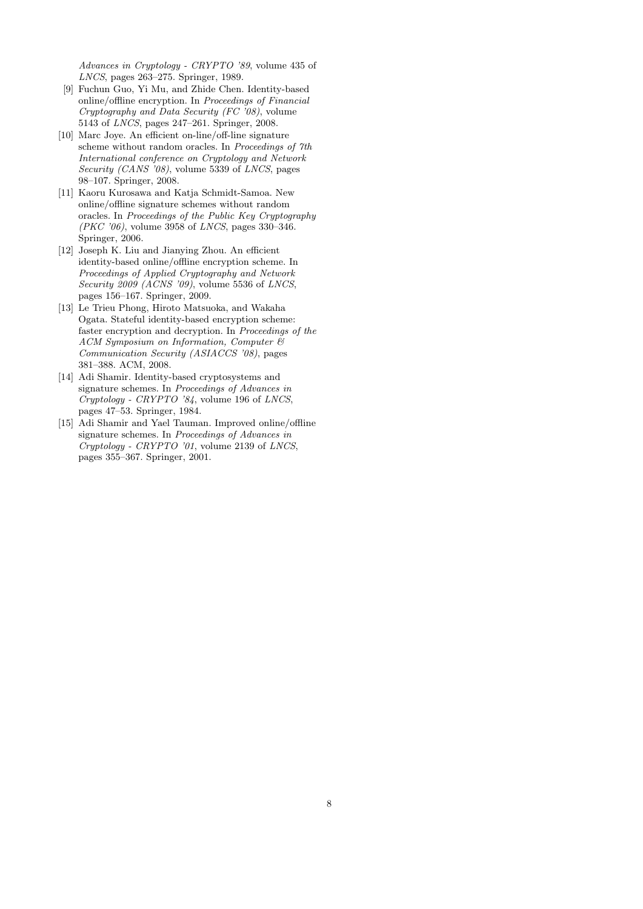*Advances in Cryptology - CRYPTO '89*, volume 435 of *LNCS*, pages 263–275. Springer, 1989.

[9] Fuchun Guo, Yi Mu, and Zhide Chen. Identity-based online/offline encryption. In *Proceedings of Financial Cryptography and Data Security (FC '08)*, volume 5143 of *LNCS*, pages 247–261. Springer, 2008.

[10] Marc Joye. An efficient on-line/off-line signature scheme without random oracles. In *Proceedings of 7th International conference on Cryptology and Network Security (CANS '08)*, volume 5339 of *LNCS*, pages 98–107. Springer, 2008.

[11] Kaoru Kurosawa and Katja Schmidt-Samoa. New online/offline signature schemes without random oracles. In *Proceedings of the Public Key Cryptography (PKC '06)*, volume 3958 of *LNCS*, pages 330–346. Springer, 2006.

[12] Joseph K. Liu and Jianying Zhou. An efficient identity-based online/offline encryption scheme. In *Proceedings of Applied Cryptography and Network Security 2009 (ACNS '09)*, volume 5536 of *LNCS*, pages 156–167. Springer, 2009.

[13] Le Trieu Phong, Hiroto Matsuoka, and Wakaha Ogata. Stateful identity-based encryption scheme: faster encryption and decryption. In *Proceedings of the ACM Symposium on Information, Computer & Communication Security (ASIACCS '08)*, pages 381–388. ACM, 2008.

[14] Adi Shamir. Identity-based cryptosystems and signature schemes. In *Proceedings of Advances in Cryptology - CRYPTO '84*, volume 196 of *LNCS*, pages 47–53. Springer, 1984.

[15] Adi Shamir and Yael Tauman. Improved online/offline signature schemes. In *Proceedings of Advances in Cryptology - CRYPTO '01*, volume 2139 of *LNCS*, pages 355–367. Springer, 2001.